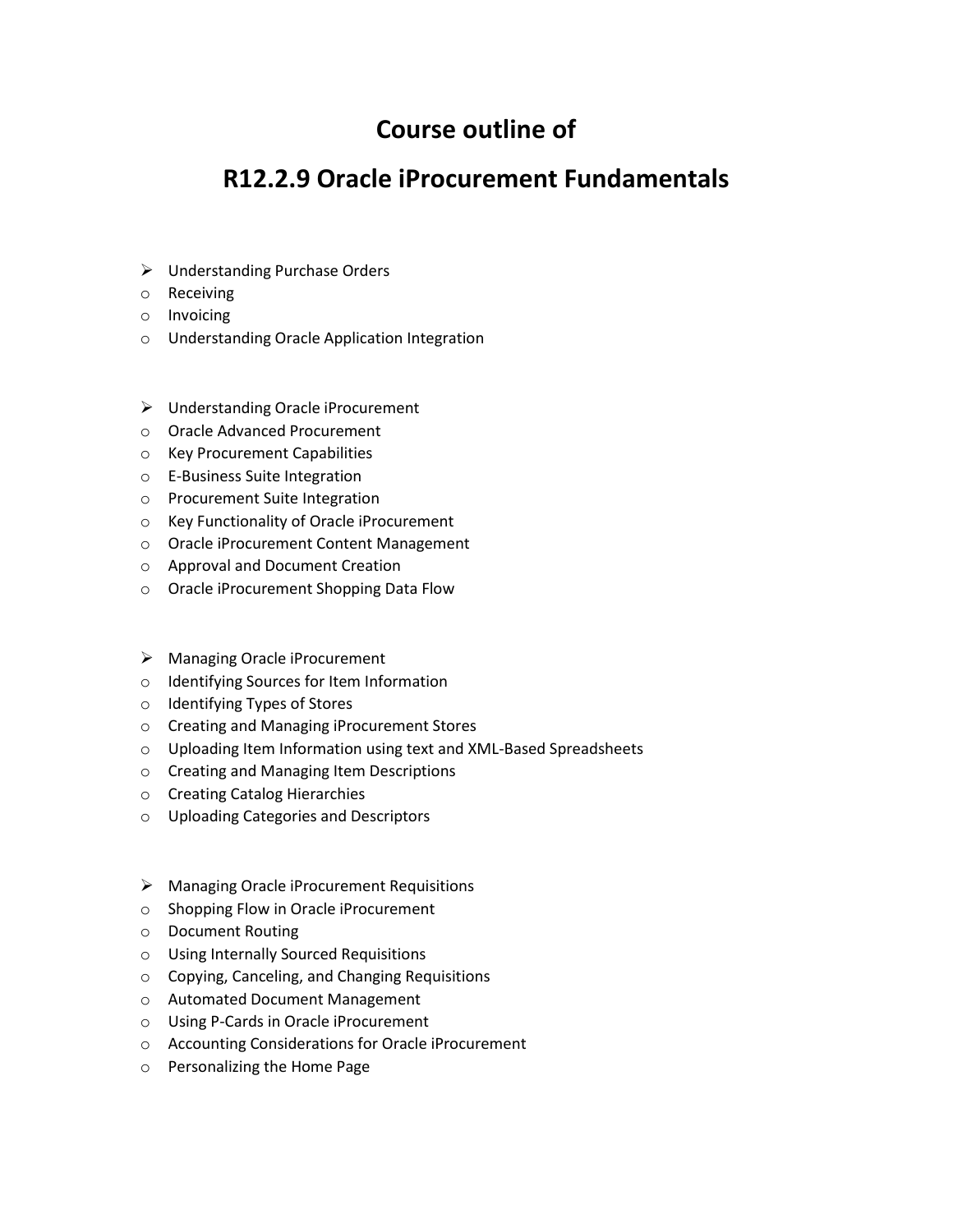# Course outline of

# R12.2.9 Oracle iProcurement Fundamentals

- Understanding Purchase Orders
  - Receiving
  - Invoicing
  - Understanding Oracle Application Integration

- Understanding Oracle iProcurement
  - Oracle Advanced Procurement
  - Key Procurement Capabilities
  - E-Business Suite Integration
  - Procurement Suite Integration
  - Key Functionality of Oracle iProcurement
  - Oracle iProcurement Content Management
  - Approval and Document Creation
  - Oracle iProcurement Shopping Data Flow

- Managing Oracle iProcurement
  - Identifying Sources for Item Information
  - Identifying Types of Stores
  - Creating and Managing iProcurement Stores
  - Uploading Item Information using text and XML-Based Spreadsheets
  - Creating and Managing Item Descriptions
  - Creating Catalog Hierarchies
  - Uploading Categories and Descriptors

- Managing Oracle iProcurement Requisitions
  - Shopping Flow in Oracle iProcurement
  - Document Routing
  - Using Internally Sourced Requisitions
  - Copying, Canceling, and Changing Requisitions
  - Automated Document Management
  - Using P-Cards in Oracle iProcurement
  - Accounting Considerations for Oracle iProcurement
  - Personalizing the Home Page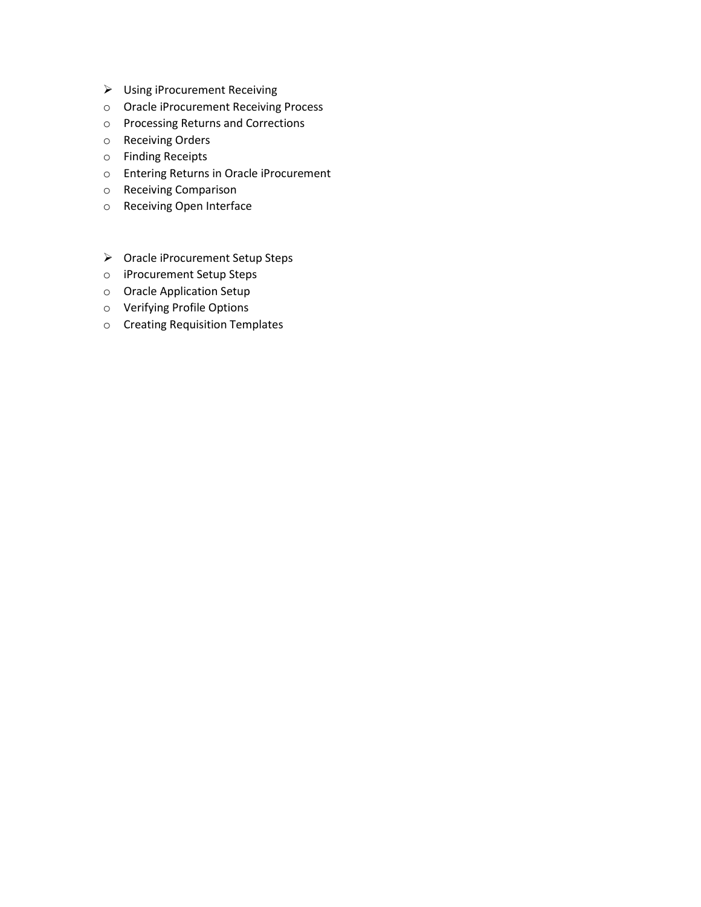- Using iProcurement Receiving
    - Oracle iProcurement Receiving Process
    - Processing Returns and Corrections
    - Receiving Orders
    - Finding Receipts
    - Entering Returns in Oracle iProcurement
    - Receiving Comparison
    - Receiving Open Interface

- Oracle iProcurement Setup Steps
    - iProcurement Setup Steps
    - Oracle Application Setup
    - Verifying Profile Options
    - Creating Requisition Templates